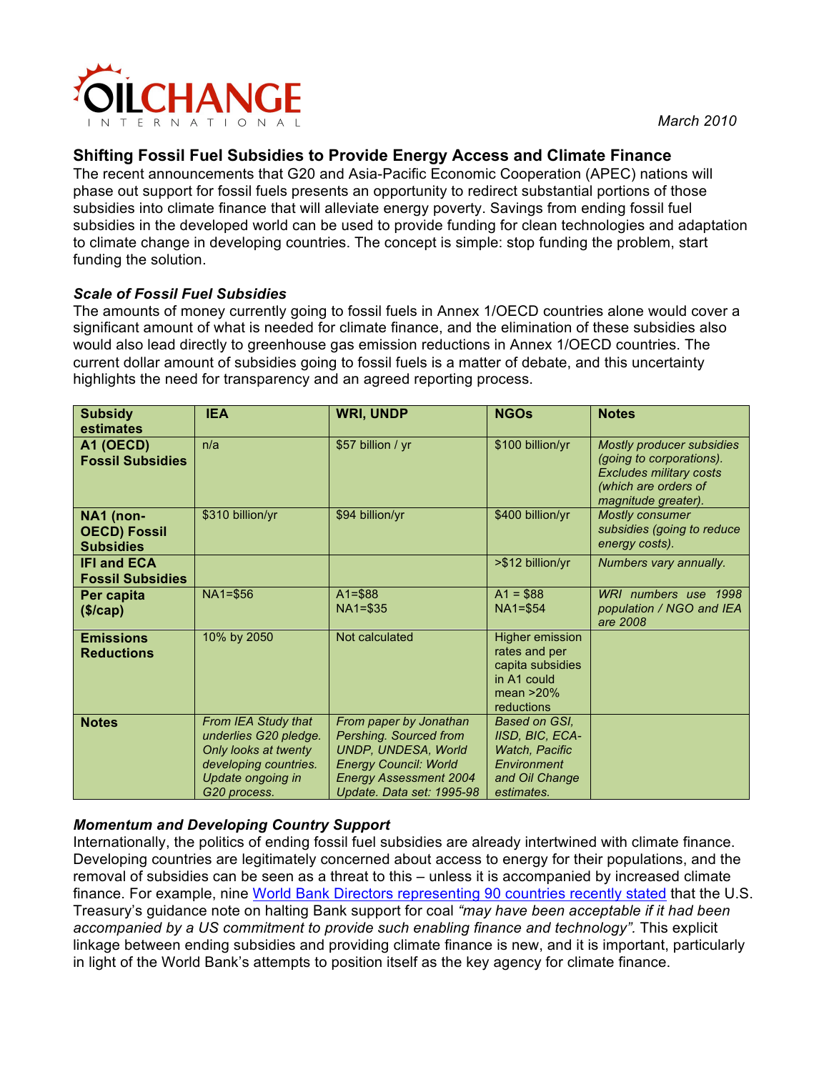OILCHANGE INTERNATIONAL

March 2010

## Shifting Fossil Fuel Subsidies to Provide Energy Access and Climate Finance

The recent announcements that G20 and Asia-Pacific Economic Cooperation (APEC) nations will phase out support for fossil fuels presents an opportunity to redirect substantial portions of those subsidies into climate finance that will alleviate energy poverty. Savings from ending fossil fuel subsidies in the developed world can be used to provide funding for clean technologies and adaptation to climate change in developing countries. The concept is simple: stop funding the problem, start funding the solution.

### *Scale of Fossil Fuel Subsidies*

The amounts of money currently going to fossil fuels in Annex 1/OECD countries alone would cover a significant amount of what is needed for climate finance, and the elimination of these subsidies also would also lead directly to greenhouse gas emission reductions in Annex 1/OECD countries. The current dollar amount of subsidies going to fossil fuels is a matter of debate, and this uncertainty highlights the need for transparency and an agreed reporting process.

| **Subsidy estimates** | **IEA** | **WRI, UNDP** | **NGOs** | **Notes** |
|---|---|---|---|---|
| **A1 (OECD) Fossil Fuel Subsidies** | n/a | $57 billion / yr | $100 billion/yr | *Mostly producer subsidies (going to corporations). Excludes military costs (which are orders of magnitude greater).* |
| **NA1 (non-OECD) Fossil Subsidies** | $310 billion/yr | $94 billion/yr | $400 billion/yr | *Mostly consumer subsidies (going to reduce energy costs).* |
| **IFI and ECA Fossil Subsidies** | | | >$12 billion/yr | *Numbers vary annually.* |
| **Per capita ($/cap)** | NA1=$56 | A1=$88<br>NA1=$35 | A1 = $88<br>NA1=$54 | *WRI numbers use 1998 population / NGO and IEA are 2008* |
| **Emissions Reductions** | 10% by 2050 | Not calculated | Higher emission rates and per capita subsidies in A1 could mean >20% reductions | |
| **Notes** | *From IEA Study that underlies G20 pledge. Only looks at twenty developing countries. Update ongoing in G20 process.* | *From paper by Jonathan Pershing. Sourced from UNDP, UNDESA, World Energy Council: World Energy Assessment 2004 Update. Data set: 1995-98* | *Based on GSI, IISD, BIC, ECA-Watch, Pacific Environment and Oil Change estimates.* | |

### *Momentum and Developing Country Support*

Internationally, the politics of ending fossil fuel subsidies are already intertwined with climate finance. Developing countries are legitimately concerned about access to energy for their populations, and the removal of subsidies can be seen as a threat to this – unless it is accompanied by increased climate finance. For example, nine World Bank Directors representing 90 countries recently stated that the U.S. Treasury's guidance note on halting Bank support for coal *"may have been acceptable if it had been accompanied by a US commitment to provide such enabling finance and technology".* This explicit linkage between ending subsidies and providing climate finance is new, and it is important, particularly in light of the World Bank's attempts to position itself as the key agency for climate finance.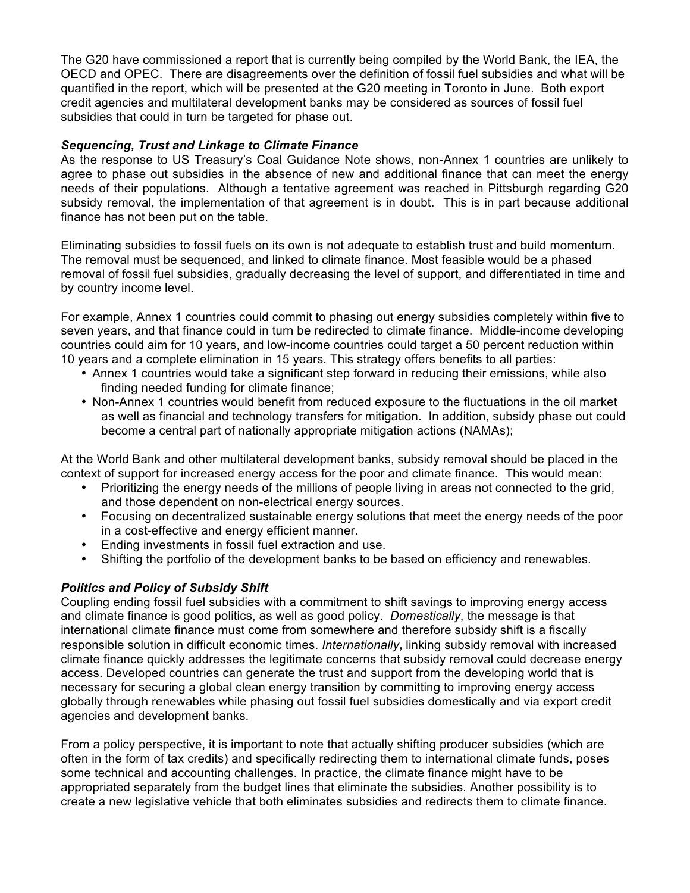The G20 have commissioned a report that is currently being compiled by the World Bank, the IEA, the OECD and OPEC. There are disagreements over the definition of fossil fuel subsidies and what will be quantified in the report, which will be presented at the G20 meeting in Toronto in June. Both export credit agencies and multilateral development banks may be considered as sources of fossil fuel subsidies that could in turn be targeted for phase out.

***Sequencing, Trust and Linkage to Climate Finance***

As the response to US Treasury's Coal Guidance Note shows, non-Annex 1 countries are unlikely to agree to phase out subsidies in the absence of new and additional finance that can meet the energy needs of their populations. Although a tentative agreement was reached in Pittsburgh regarding G20 subsidy removal, the implementation of that agreement is in doubt. This is in part because additional finance has not been put on the table.

Eliminating subsidies to fossil fuels on its own is not adequate to establish trust and build momentum. The removal must be sequenced, and linked to climate finance. Most feasible would be a phased removal of fossil fuel subsidies, gradually decreasing the level of support, and differentiated in time and by country income level.

For example, Annex 1 countries could commit to phasing out energy subsidies completely within five to seven years, and that finance could in turn be redirected to climate finance. Middle-income developing countries could aim for 10 years, and low-income countries could target a 50 percent reduction within 10 years and a complete elimination in 15 years. This strategy offers benefits to all parties:

- Annex 1 countries would take a significant step forward in reducing their emissions, while also finding needed funding for climate finance;
- Non-Annex 1 countries would benefit from reduced exposure to the fluctuations in the oil market as well as financial and technology transfers for mitigation. In addition, subsidy phase out could become a central part of nationally appropriate mitigation actions (NAMAs);

At the World Bank and other multilateral development banks, subsidy removal should be placed in the context of support for increased energy access for the poor and climate finance. This would mean:

- Prioritizing the energy needs of the millions of people living in areas not connected to the grid, and those dependent on non-electrical energy sources.
- Focusing on decentralized sustainable energy solutions that meet the energy needs of the poor in a cost-effective and energy efficient manner.
- Ending investments in fossil fuel extraction and use.
- Shifting the portfolio of the development banks to be based on efficiency and renewables.

***Politics and Policy of Subsidy Shift***

Coupling ending fossil fuel subsidies with a commitment to shift savings to improving energy access and climate finance is good politics, as well as good policy. *Domestically*, the message is that international climate finance must come from somewhere and therefore subsidy shift is a fiscally responsible solution in difficult economic times. *Internationally***,** linking subsidy removal with increased climate finance quickly addresses the legitimate concerns that subsidy removal could decrease energy access. Developed countries can generate the trust and support from the developing world that is necessary for securing a global clean energy transition by committing to improving energy access globally through renewables while phasing out fossil fuel subsidies domestically and via export credit agencies and development banks.

From a policy perspective, it is important to note that actually shifting producer subsidies (which are often in the form of tax credits) and specifically redirecting them to international climate funds, poses some technical and accounting challenges. In practice, the climate finance might have to be appropriated separately from the budget lines that eliminate the subsidies. Another possibility is to create a new legislative vehicle that both eliminates subsidies and redirects them to climate finance.